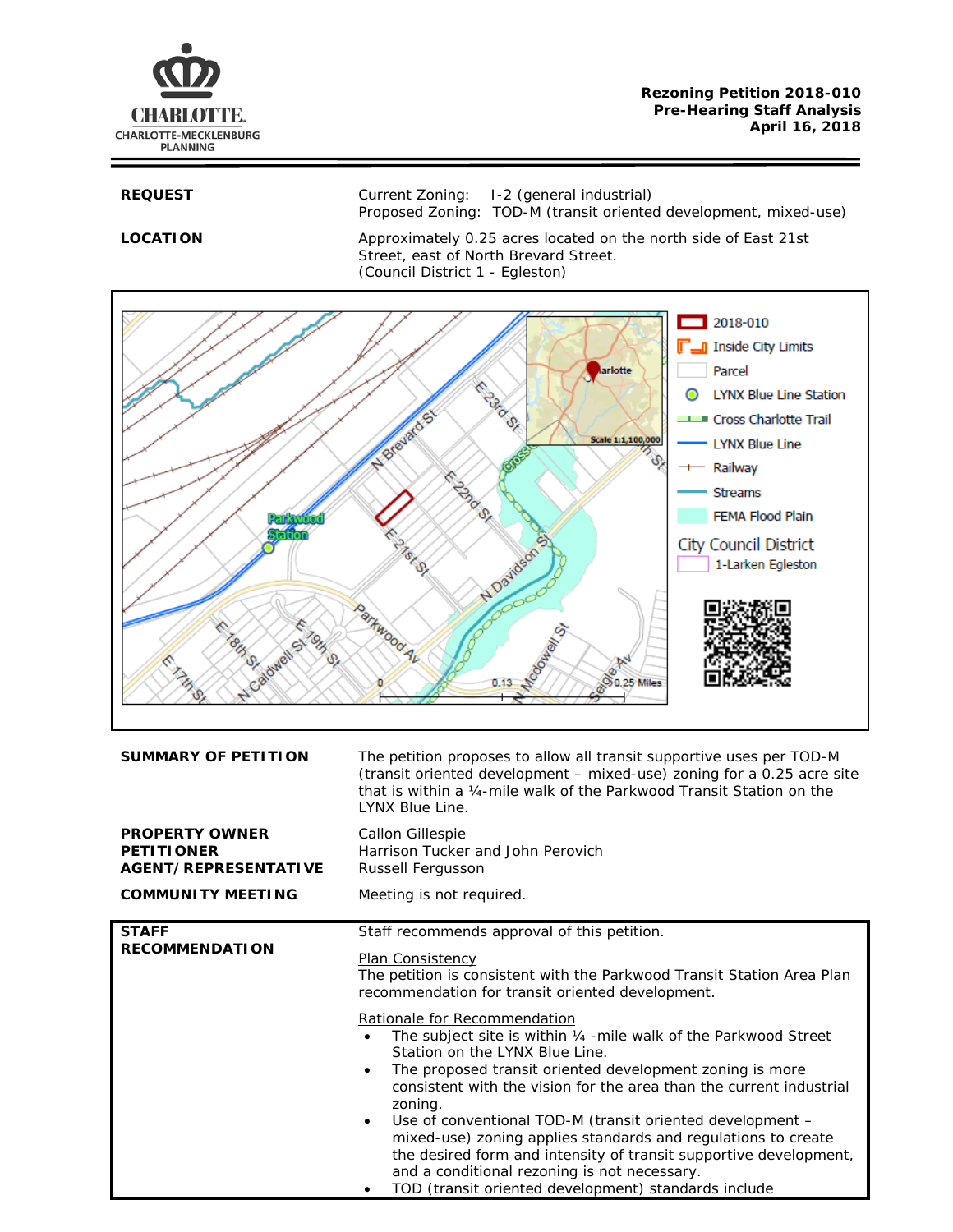**Rezoning Petition 2018-010**
**Pre-Hearing Staff Analysis**
**April 16, 2018**

| | |
|---|---|
| **REQUEST** | Current Zoning: I-2 (general industrial)<br>Proposed Zoning: TOD-M (transit oriented development, mixed-use) |
| **LOCATION** | Approximately 0.25 acres located on the north side of East 21st Street, east of North Brevard Street.<br>(Council District 1 - Egleston) |

| | |
|---|---|
| **SUMMARY OF PETITION** | The petition proposes to allow all transit supportive uses per TOD-M (transit oriented development – mixed-use) zoning for a 0.25 acre site that is within a ¼-mile walk of the Parkwood Transit Station on the LYNX Blue Line. |
| **PROPERTY OWNER** | Callon Gillespie |
| **PETITIONER** | Harrison Tucker and John Perovich |
| **AGENT/REPRESENTATIVE** | Russell Fergusson |
| **COMMUNITY MEETING** | Meeting is not required. |

**STAFF RECOMMENDATION**

Staff recommends approval of this petition.

Plan Consistency
The petition is consistent with the Parkwood Transit Station Area Plan recommendation for transit oriented development.

Rationale for Recommendation

- The subject site is within ¼ -mile walk of the Parkwood Street Station on the LYNX Blue Line.
- The proposed transit oriented development zoning is more consistent with the vision for the area than the current industrial zoning.
- Use of conventional TOD-M (transit oriented development – mixed-use) zoning applies standards and regulations to create the desired form and intensity of transit supportive development, and a conditional rezoning is not necessary.
- TOD (transit oriented development) standards include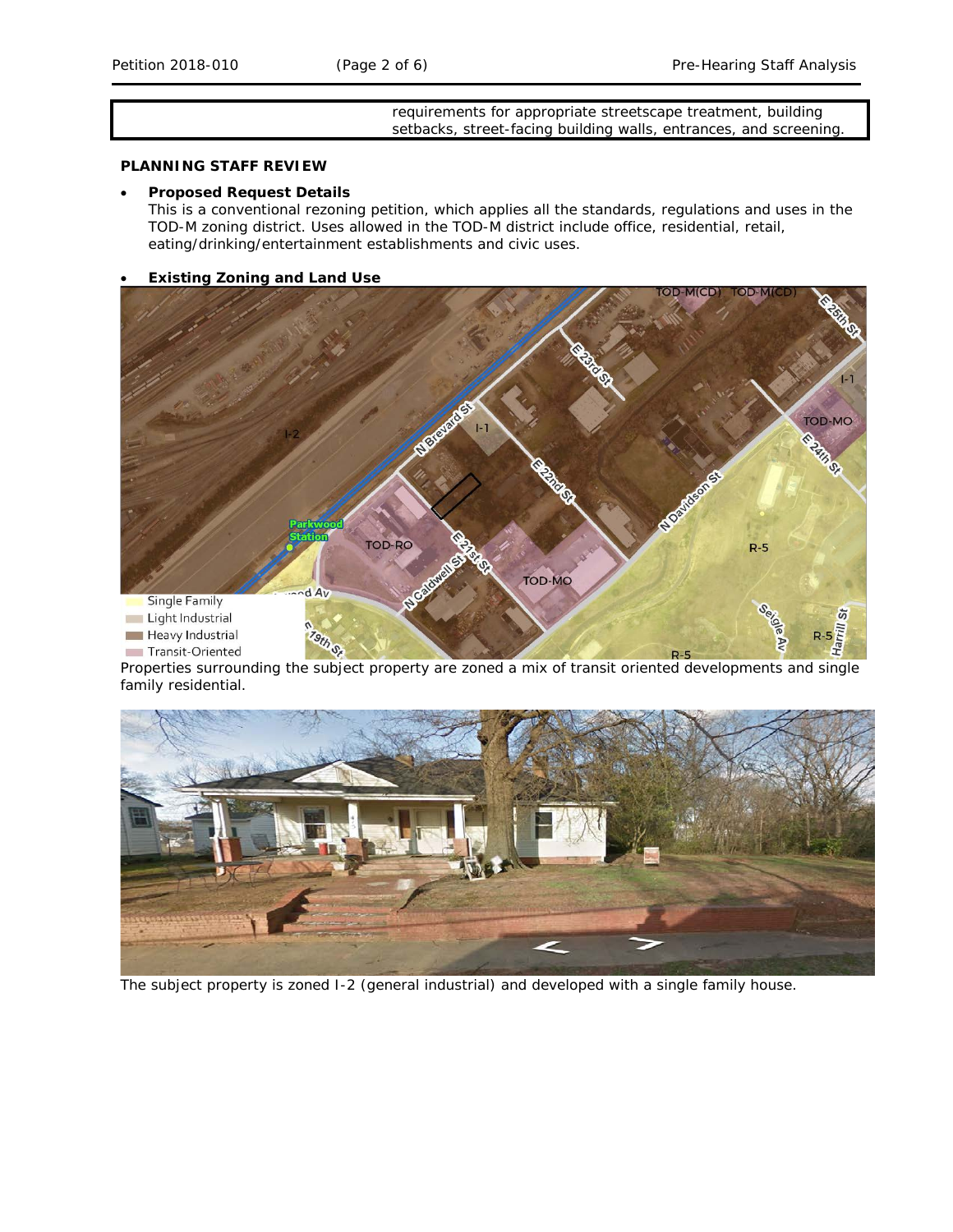| | requirements for appropriate streetscape treatment, building setbacks, street-facing building walls, entrances, and screening. |
|---|---|

**PLANNING STAFF REVIEW**

- **Proposed Request Details**
  This is a conventional rezoning petition, which applies all the standards, regulations and uses in the TOD-M zoning district. Uses allowed in the TOD-M district include office, residential, retail, eating/drinking/entertainment establishments and civic uses.

- **Existing Zoning and Land Use**

Properties surrounding the subject property are zoned a mix of transit oriented developments and single family residential.

The subject property is zoned I-2 (general industrial) and developed with a single family house.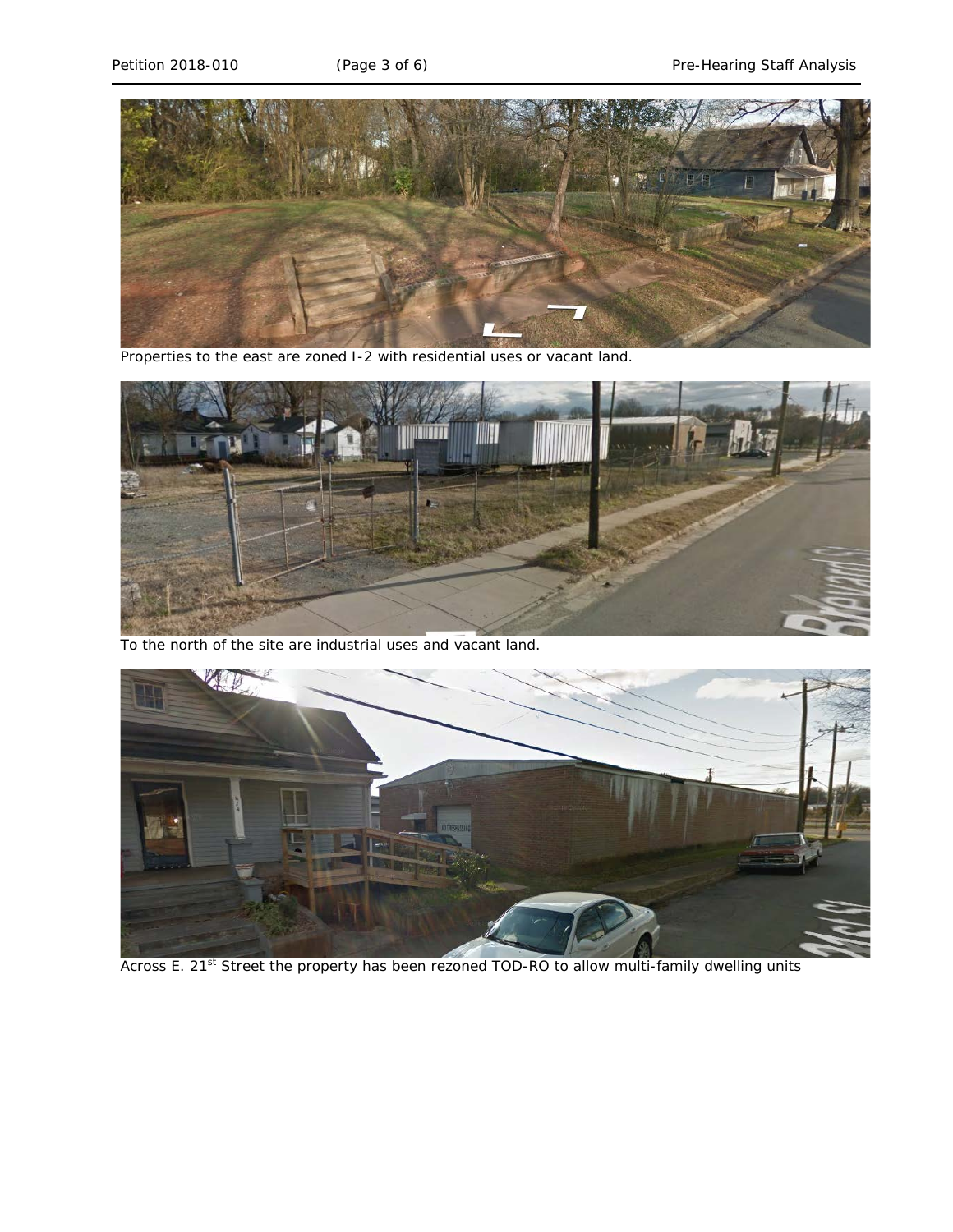Properties to the east are zoned I-2 with residential uses or vacant land.

To the north of the site are industrial uses and vacant land.

Across E. 21st Street the property has been rezoned TOD-RO to allow multi-family dwelling units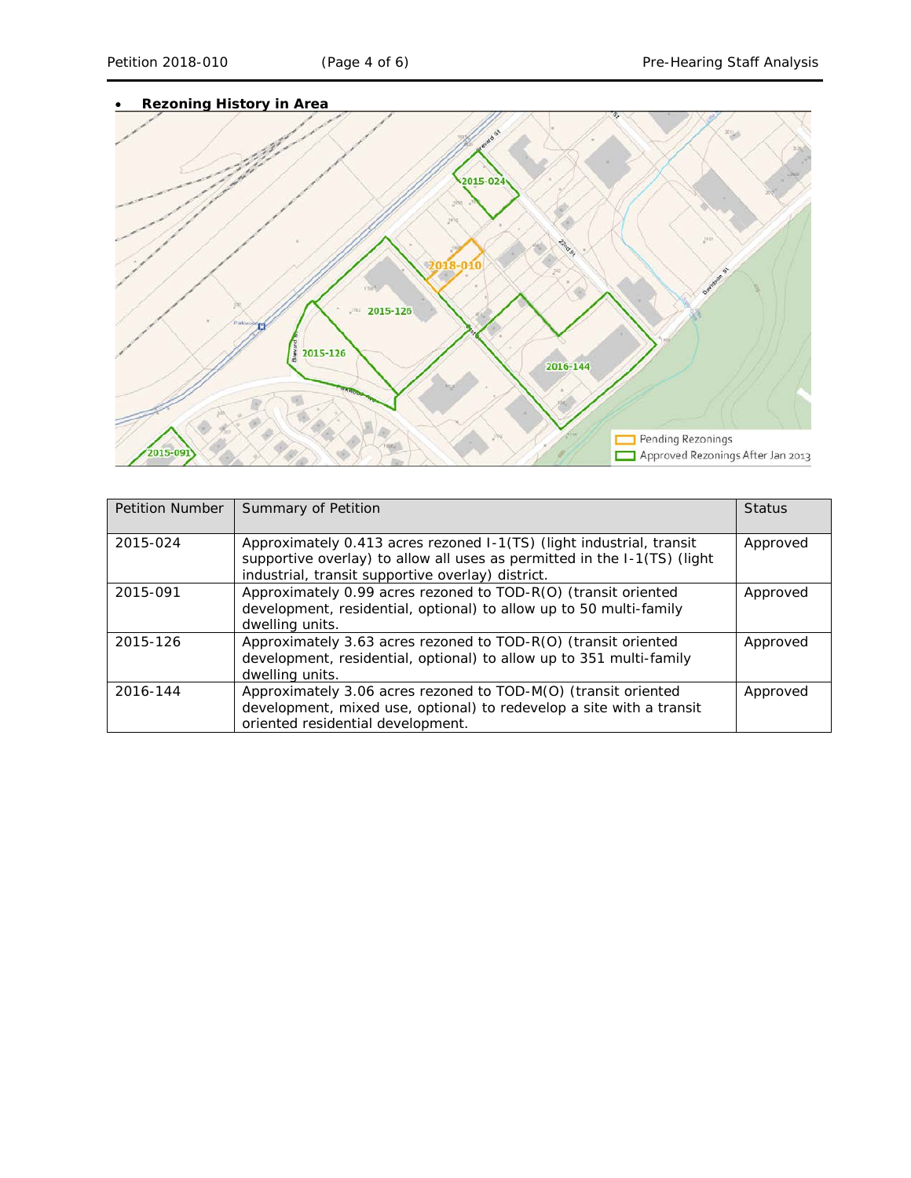- **Rezoning History in Area**

| Petition Number | Summary of Petition | Status |
|---|---|---|
| 2015-024 | Approximately 0.413 acres rezoned I-1(TS) (light industrial, transit supportive overlay) to allow all uses as permitted in the I-1(TS) (light industrial, transit supportive overlay) district. | Approved |
| 2015-091 | Approximately 0.99 acres rezoned to TOD-R(O) (transit oriented development, residential, optional) to allow up to 50 multi-family dwelling units. | Approved |
| 2015-126 | Approximately 3.63 acres rezoned to TOD-R(O) (transit oriented development, residential, optional) to allow up to 351 multi-family dwelling units. | Approved |
| 2016-144 | Approximately 3.06 acres rezoned to TOD-M(O) (transit oriented development, mixed use, optional) to redevelop a site with a transit oriented residential development. | Approved |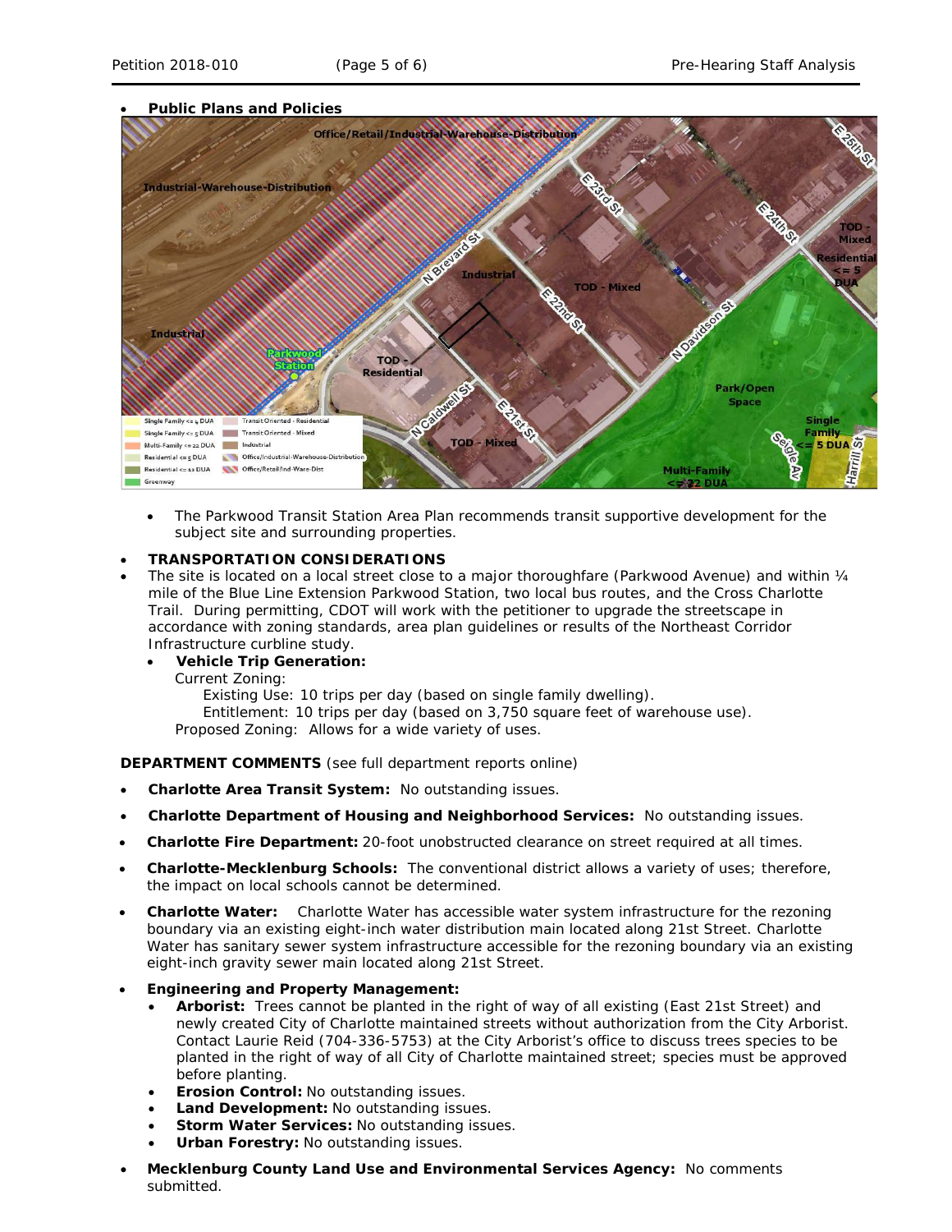- **Public Plans and Policies**

  - The Parkwood Transit Station Area Plan recommends transit supportive development for the subject site and surrounding properties.

- **TRANSPORTATION CONSIDERATIONS**
- The site is located on a local street close to a major thoroughfare (Parkwood Avenue) and within ¼ mile of the Blue Line Extension Parkwood Station, two local bus routes, and the Cross Charlotte Trail. During permitting, CDOT will work with the petitioner to upgrade the streetscape in accordance with zoning standards, area plan guidelines or results of the Northeast Corridor Infrastructure curbline study.
  - **Vehicle Trip Generation:**

    Current Zoning:

    Existing Use: 10 trips per day (based on single family dwelling).

    Entitlement: 10 trips per day (based on 3,750 square feet of warehouse use).

    Proposed Zoning: Allows for a wide variety of uses.

**DEPARTMENT COMMENTS** (see full department reports online)

- **Charlotte Area Transit System:** No outstanding issues.
- **Charlotte Department of Housing and Neighborhood Services:** No outstanding issues.
- **Charlotte Fire Department:** 20-foot unobstructed clearance on street required at all times.
- **Charlotte-Mecklenburg Schools:** The conventional district allows a variety of uses; therefore, the impact on local schools cannot be determined.
- **Charlotte Water:** Charlotte Water has accessible water system infrastructure for the rezoning boundary via an existing eight-inch water distribution main located along 21st Street. Charlotte Water has sanitary sewer system infrastructure accessible for the rezoning boundary via an existing eight-inch gravity sewer main located along 21st Street.
- **Engineering and Property Management:**
  - **Arborist:** Trees cannot be planted in the right of way of all existing (East 21st Street) and newly created City of Charlotte maintained streets without authorization from the City Arborist. Contact Laurie Reid (704-336-5753) at the City Arborist's office to discuss trees species to be planted in the right of way of all City of Charlotte maintained street; species must be approved before planting.
  - **Erosion Control:** No outstanding issues.
  - **Land Development:** No outstanding issues.
  - **Storm Water Services:** No outstanding issues.
  - **Urban Forestry:** No outstanding issues.
- **Mecklenburg County Land Use and Environmental Services Agency:** No comments submitted.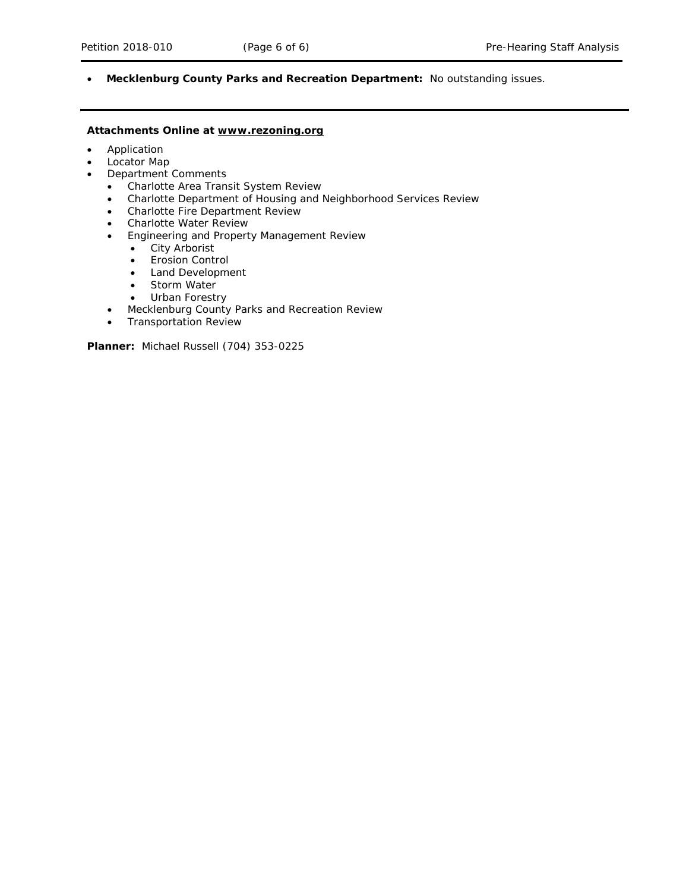- **Mecklenburg County Parks and Recreation Department:** No outstanding issues.

---

**Attachments Online at [www.rezoning.org](www.rezoning.org)**

- Application
- Locator Map
- Department Comments
  - Charlotte Area Transit System Review
  - Charlotte Department of Housing and Neighborhood Services Review
  - Charlotte Fire Department Review
  - Charlotte Water Review
  - Engineering and Property Management Review
    - City Arborist
    - Erosion Control
    - Land Development
    - Storm Water
    - Urban Forestry
  - Mecklenburg County Parks and Recreation Review
  - Transportation Review

**Planner:** Michael Russell (704) 353-0225